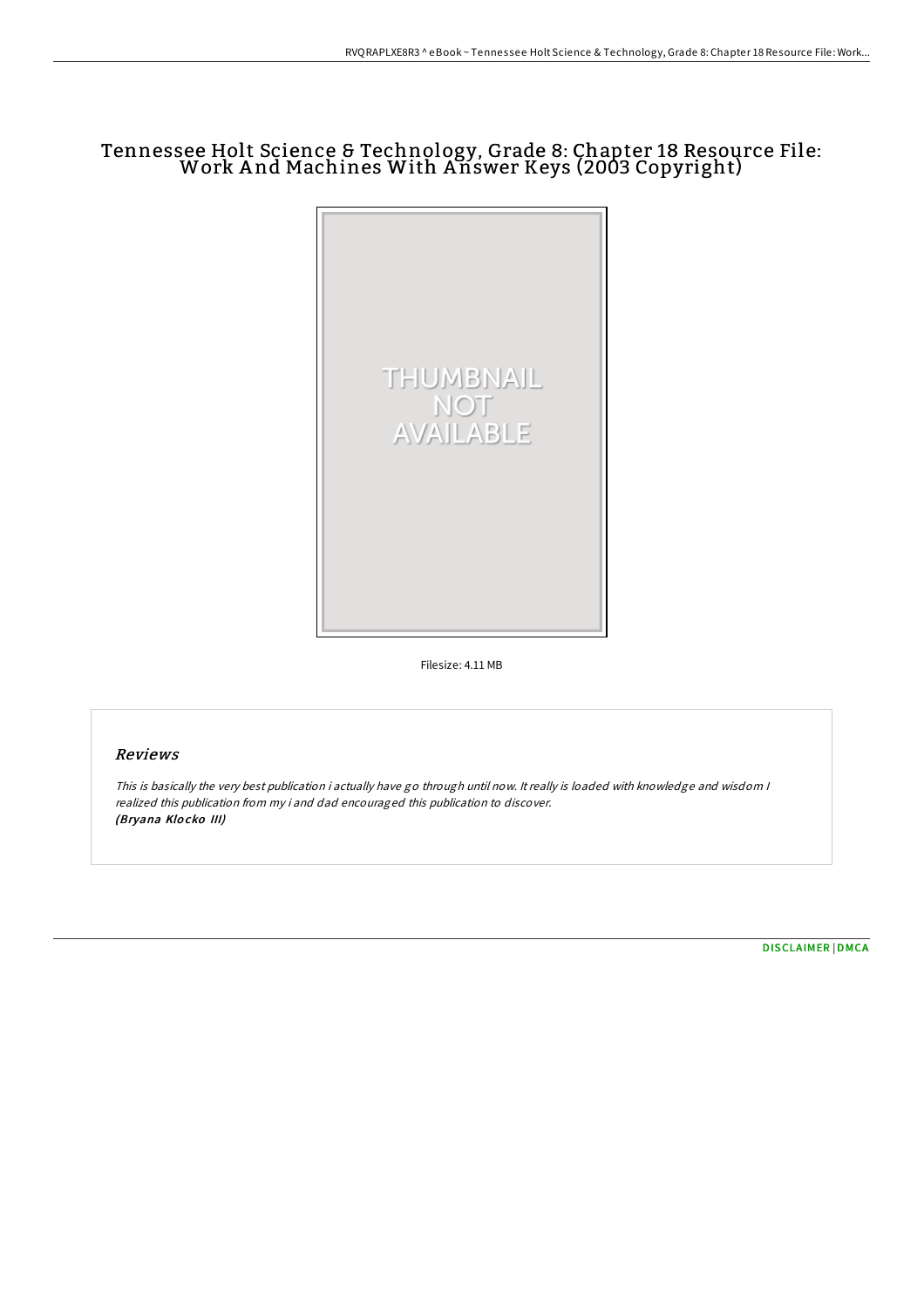# Tennessee Holt Science & Technology, Grade 8: Chapter 18 Resource File: Work And Machines With Answer Keys (2003 Copyright)

THUMBNAIL NOT AVAILABLE

Filesize: 4.11 MB

## Reviews

*This is basically the very best publication i actually have go through until now. It really is loaded with knowledge and wisdom I realized this publication from my i and dad encouraged this publication to discover.*
*(Bryana Klocko III)*

DISCLAIMER | DMCA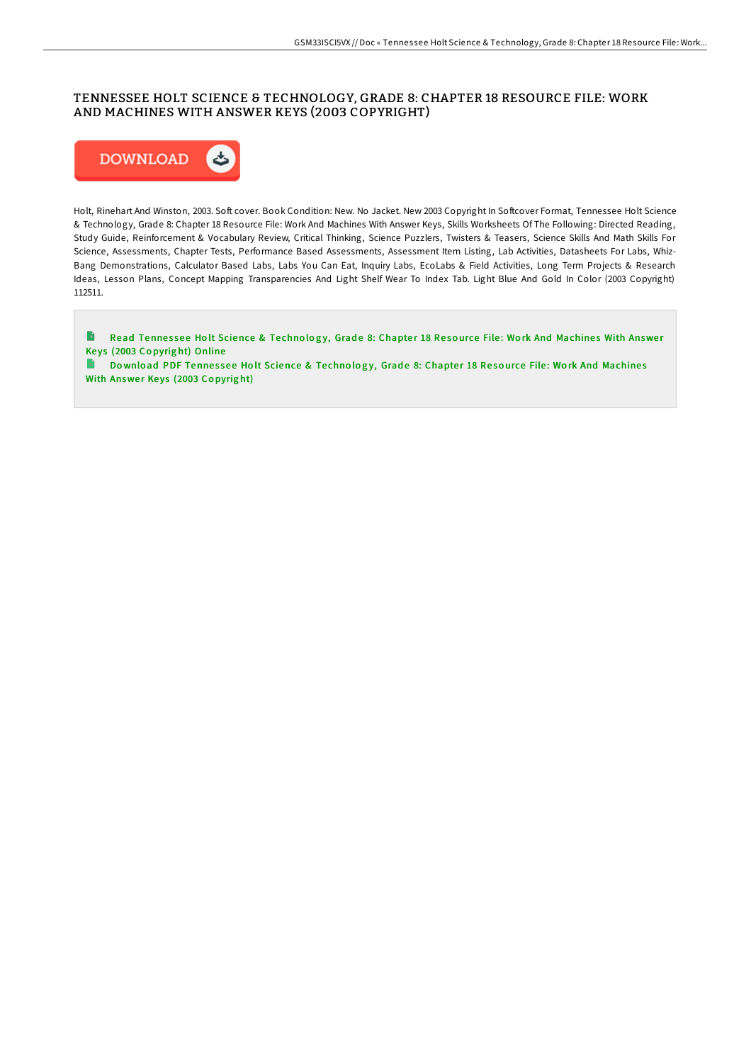# TENNESSEE HOLT SCIENCE & TECHNOLOGY, GRADE 8: CHAPTER 18 RESOURCE FILE: WORK AND MACHINES WITH ANSWER KEYS (2003 COPYRIGHT)

DOWNLOAD

Holt, Rinehart And Winston, 2003. Soft cover. Book Condition: New. No Jacket. New 2003 Copyright In Softcover Format, Tennessee Holt Science & Technology, Grade 8: Chapter 18 Resource File: Work And Machines With Answer Keys, Skills Worksheets Of The Following: Directed Reading, Study Guide, Reinforcement & Vocabulary Review, Critical Thinking, Science Puzzlers, Twisters & Teasers, Science Skills And Math Skills For Science, Assessments, Chapter Tests, Performance Based Assessments, Assessment Item Listing, Lab Activities, Datasheets For Labs, Whiz-Bang Demonstrations, Calculator Based Labs, Labs You Can Eat, Inquiry Labs, EcoLabs & Field Activities, Long Term Projects & Research Ideas, Lesson Plans, Concept Mapping Transparencies And Light Shelf Wear To Index Tab. Light Blue And Gold In Color (2003 Copyright) 112511.

Read Tennessee Holt Science & Technology, Grade 8: Chapter 18 Resource File: Work And Machines With Answer Keys (2003 Copyright) Online

Download PDF Tennessee Holt Science & Technology, Grade 8: Chapter 18 Resource File: Work And Machines With Answer Keys (2003 Copyright)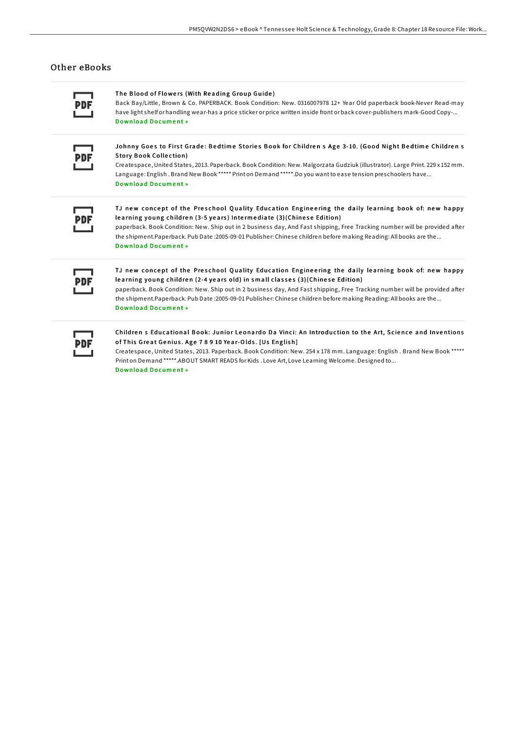## Other eBooks

**The Blood of Flowers (With Reading Group Guide)**

Back Bay/Little, Brown & Co. PAPERBACK. Book Condition: New. 0316007978 12+ Year Old paperback book-Never Read-may have light shelf or handling wear-has a price sticker or price written inside front or back cover-publishers mark-Good Copy-...

Download Document »

**Johnny Goes to First Grade: Bedtime Stories Book for Children s Age 3-10. (Good Night Bedtime Children s Story Book Collection)**

Createspace, United States, 2013. Paperback. Book Condition: New. Malgorzata Gudziuk (illustrator). Large Print. 229 x 152 mm. Language: English . Brand New Book ***** Print on Demand *****.Do you want to ease tension preschoolers have...

Download Document »

**TJ new concept of the Preschool Quality Education Engineering the daily learning book of: new happy learning young children (3-5 years) Intermediate (3)(Chinese Edition)**

paperback. Book Condition: New. Ship out in 2 business day, And Fast shipping, Free Tracking number will be provided after the shipment.Paperback. Pub Date :2005-09-01 Publisher: Chinese children before making Reading: All books are the...

Download Document »

**TJ new concept of the Preschool Quality Education Engineering the daily learning book of: new happy learning young children (2-4 years old) in small classes (3)(Chinese Edition)**

paperback. Book Condition: New. Ship out in 2 business day, And Fast shipping, Free Tracking number will be provided after the shipment.Paperback. Pub Date :2005-09-01 Publisher: Chinese children before making Reading: All books are the...

Download Document »

**Children s Educational Book: Junior Leonardo Da Vinci: An Introduction to the Art, Science and Inventions of This Great Genius. Age 7 8 9 10 Year-Olds. [Us English]**

Createspace, United States, 2013. Paperback. Book Condition: New. 254 x 178 mm. Language: English . Brand New Book ***** Print on Demand *****.ABOUT SMART READS for Kids . Love Art, Love Learning Welcome. Designed to...

Download Document »